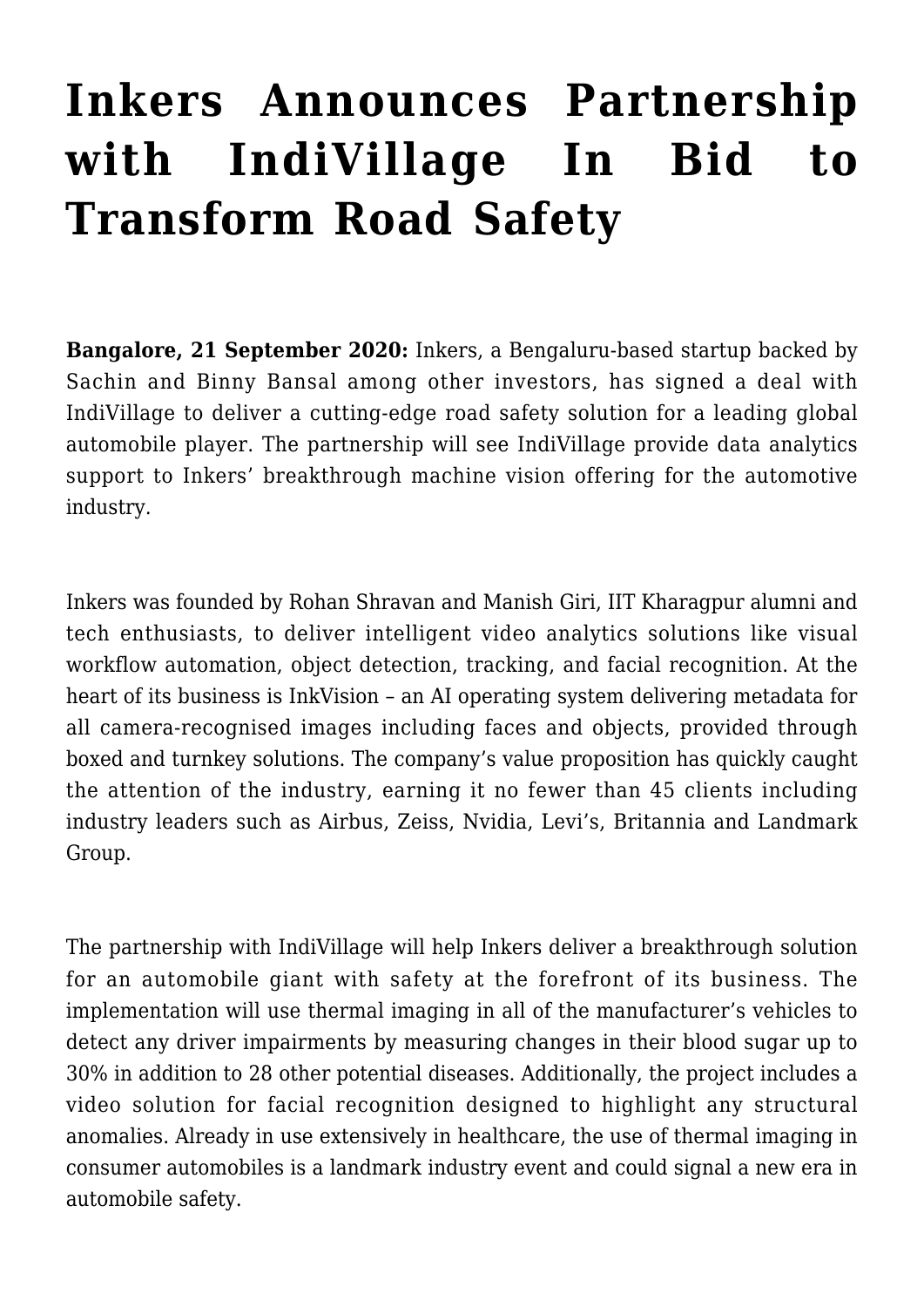# Inkers Announces Partnership with IndiVillage In Bid to Transform Road Safety

**Bangalore, 21 September 2020:** Inkers, a Bengaluru-based startup backed by Sachin and Binny Bansal among other investors, has signed a deal with IndiVillage to deliver a cutting-edge road safety solution for a leading global automobile player. The partnership will see IndiVillage provide data analytics support to Inkers' breakthrough machine vision offering for the automotive industry.

Inkers was founded by Rohan Shravan and Manish Giri, IIT Kharagpur alumni and tech enthusiasts, to deliver intelligent video analytics solutions like visual workflow automation, object detection, tracking, and facial recognition. At the heart of its business is InkVision – an AI operating system delivering metadata for all camera-recognised images including faces and objects, provided through boxed and turnkey solutions. The company's value proposition has quickly caught the attention of the industry, earning it no fewer than 45 clients including industry leaders such as Airbus, Zeiss, Nvidia, Levi's, Britannia and Landmark Group.

The partnership with IndiVillage will help Inkers deliver a breakthrough solution for an automobile giant with safety at the forefront of its business. The implementation will use thermal imaging in all of the manufacturer's vehicles to detect any driver impairments by measuring changes in their blood sugar up to 30% in addition to 28 other potential diseases. Additionally, the project includes a video solution for facial recognition designed to highlight any structural anomalies. Already in use extensively in healthcare, the use of thermal imaging in consumer automobiles is a landmark industry event and could signal a new era in automobile safety.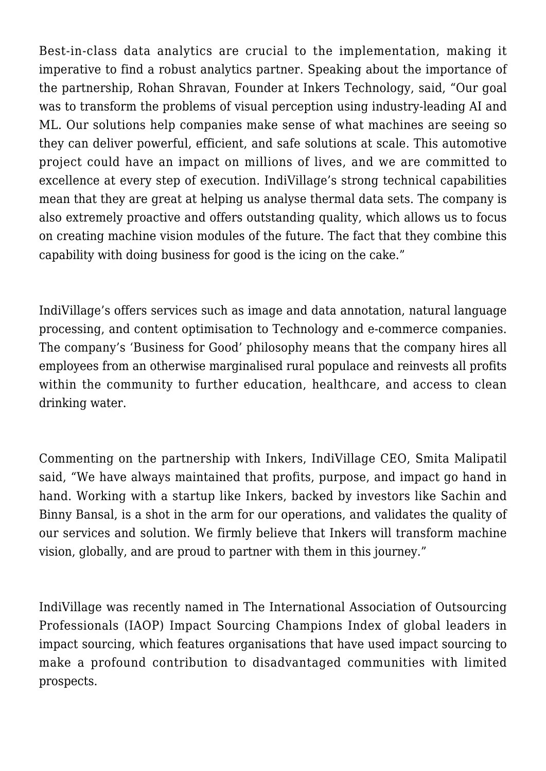Best-in-class data analytics are crucial to the implementation, making it imperative to find a robust analytics partner. Speaking about the importance of the partnership, Rohan Shravan, Founder at Inkers Technology, said, "Our goal was to transform the problems of visual perception using industry-leading AI and ML. Our solutions help companies make sense of what machines are seeing so they can deliver powerful, efficient, and safe solutions at scale. This automotive project could have an impact on millions of lives, and we are committed to excellence at every step of execution. IndiVillage's strong technical capabilities mean that they are great at helping us analyse thermal data sets. The company is also extremely proactive and offers outstanding quality, which allows us to focus on creating machine vision modules of the future. The fact that they combine this capability with doing business for good is the icing on the cake."

IndiVillage's offers services such as image and data annotation, natural language processing, and content optimisation to Technology and e-commerce companies. The company's 'Business for Good' philosophy means that the company hires all employees from an otherwise marginalised rural populace and reinvests all profits within the community to further education, healthcare, and access to clean drinking water.

Commenting on the partnership with Inkers, IndiVillage CEO, Smita Malipatil said, "We have always maintained that profits, purpose, and impact go hand in hand. Working with a startup like Inkers, backed by investors like Sachin and Binny Bansal, is a shot in the arm for our operations, and validates the quality of our services and solution. We firmly believe that Inkers will transform machine vision, globally, and are proud to partner with them in this journey."

IndiVillage was recently named in The International Association of Outsourcing Professionals (IAOP) Impact Sourcing Champions Index of global leaders in impact sourcing, which features organisations that have used impact sourcing to make a profound contribution to disadvantaged communities with limited prospects.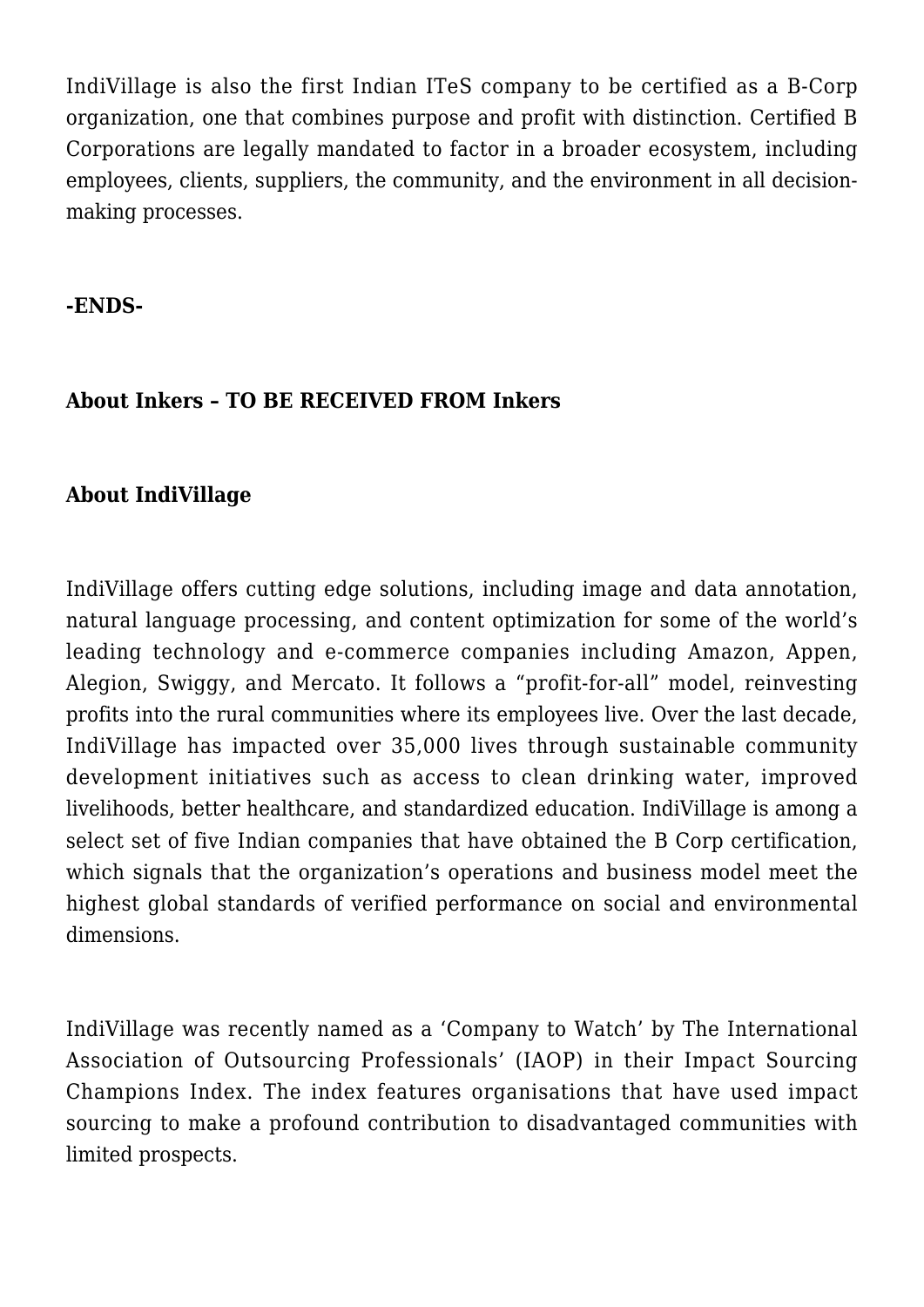IndiVillage is also the first Indian ITeS company to be certified as a B-Corp organization, one that combines purpose and profit with distinction. Certified B Corporations are legally mandated to factor in a broader ecosystem, including employees, clients, suppliers, the community, and the environment in all decision-making processes.

**-ENDS-**

**About Inkers – TO BE RECEIVED FROM Inkers**

**About IndiVillage**

IndiVillage offers cutting edge solutions, including image and data annotation, natural language processing, and content optimization for some of the world's leading technology and e-commerce companies including Amazon, Appen, Alegion, Swiggy, and Mercato. It follows a "profit-for-all" model, reinvesting profits into the rural communities where its employees live. Over the last decade, IndiVillage has impacted over 35,000 lives through sustainable community development initiatives such as access to clean drinking water, improved livelihoods, better healthcare, and standardized education. IndiVillage is among a select set of five Indian companies that have obtained the B Corp certification, which signals that the organization's operations and business model meet the highest global standards of verified performance on social and environmental dimensions.

IndiVillage was recently named as a 'Company to Watch' by The International Association of Outsourcing Professionals' (IAOP) in their Impact Sourcing Champions Index. The index features organisations that have used impact sourcing to make a profound contribution to disadvantaged communities with limited prospects.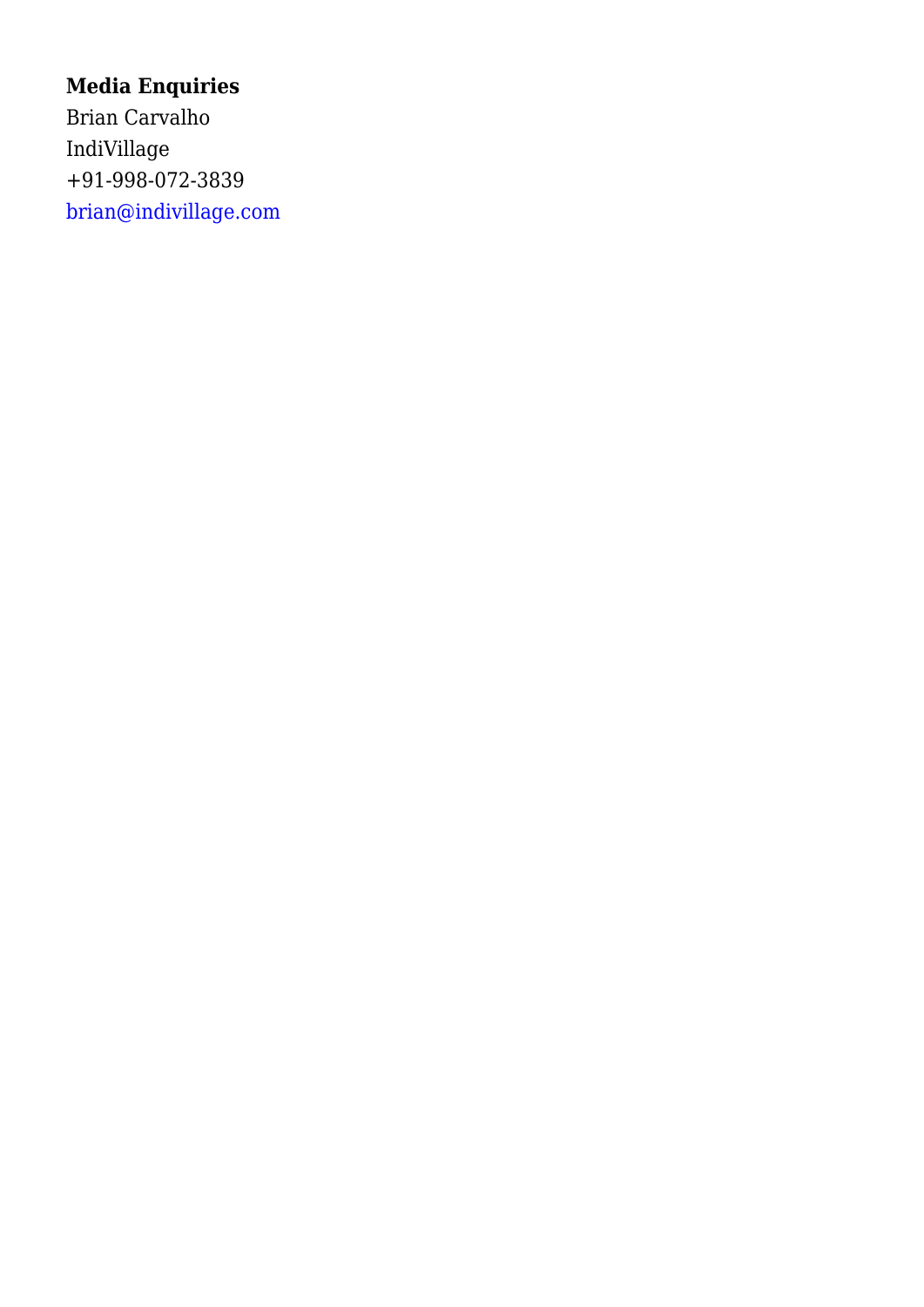**Media Enquiries**
Brian Carvalho
IndiVillage
+91-998-072-3839
brian@indivillage.com